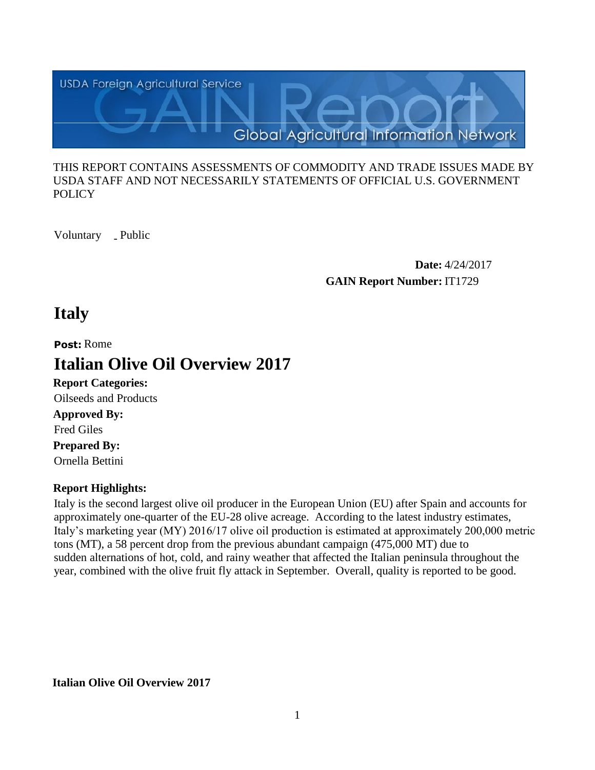USDA Foreign Agricultural Service

GAIN Report

Global Agricultural Information Network

THIS REPORT CONTAINS ASSESSMENTS OF COMMODITY AND TRADE ISSUES MADE BY USDA STAFF AND NOT NECESSARILY STATEMENTS OF OFFICIAL U.S. GOVERNMENT POLICY

Voluntary _ Public

**Date:** 4/24/2017

**GAIN Report Number:** IT1729

# Italy

**Post:** Rome

# Italian Olive Oil Overview 2017

**Report Categories:**

Oilseeds and Products

**Approved By:**

Fred Giles

**Prepared By:**

Ornella Bettini

**Report Highlights:**

Italy is the second largest olive oil producer in the European Union (EU) after Spain and accounts for approximately one-quarter of the EU-28 olive acreage. According to the latest industry estimates, Italy's marketing year (MY) 2016/17 olive oil production is estimated at approximately 200,000 metric tons (MT), a 58 percent drop from the previous abundant campaign (475,000 MT) due to sudden alternations of hot, cold, and rainy weather that affected the Italian peninsula throughout the year, combined with the olive fruit fly attack in September. Overall, quality is reported to be good.

**Italian Olive Oil Overview 2017**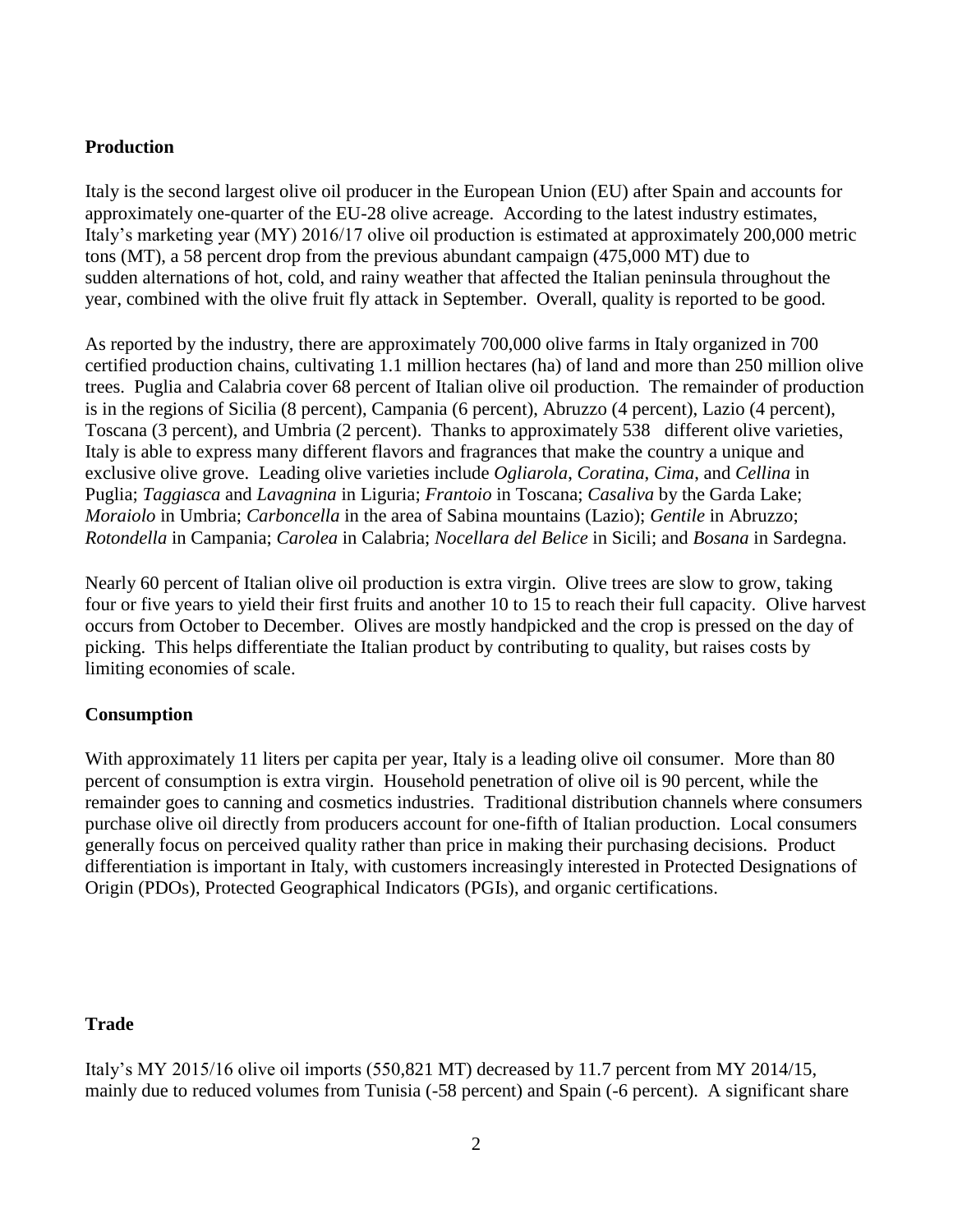## Production

Italy is the second largest olive oil producer in the European Union (EU) after Spain and accounts for approximately one-quarter of the EU-28 olive acreage. According to the latest industry estimates, Italy's marketing year (MY) 2016/17 olive oil production is estimated at approximately 200,000 metric tons (MT), a 58 percent drop from the previous abundant campaign (475,000 MT) due to sudden alternations of hot, cold, and rainy weather that affected the Italian peninsula throughout the year, combined with the olive fruit fly attack in September. Overall, quality is reported to be good.

As reported by the industry, there are approximately 700,000 olive farms in Italy organized in 700 certified production chains, cultivating 1.1 million hectares (ha) of land and more than 250 million olive trees. Puglia and Calabria cover 68 percent of Italian olive oil production. The remainder of production is in the regions of Sicilia (8 percent), Campania (6 percent), Abruzzo (4 percent), Lazio (4 percent), Toscana (3 percent), and Umbria (2 percent). Thanks to approximately 538 different olive varieties, Italy is able to express many different flavors and fragrances that make the country a unique and exclusive olive grove. Leading olive varieties include *Ogliarola*, *Coratina*, *Cima*, and *Cellina* in Puglia; *Taggiasca* and *Lavagnina* in Liguria; *Frantoio* in Toscana; *Casaliva* by the Garda Lake; *Moraiolo* in Umbria; *Carboncella* in the area of Sabina mountains (Lazio); *Gentile* in Abruzzo; *Rotondella* in Campania; *Carolea* in Calabria; *Nocellara del Belice* in Sicili; and *Bosana* in Sardegna.

Nearly 60 percent of Italian olive oil production is extra virgin. Olive trees are slow to grow, taking four or five years to yield their first fruits and another 10 to 15 to reach their full capacity. Olive harvest occurs from October to December. Olives are mostly handpicked and the crop is pressed on the day of picking. This helps differentiate the Italian product by contributing to quality, but raises costs by limiting economies of scale.

## Consumption

With approximately 11 liters per capita per year, Italy is a leading olive oil consumer. More than 80 percent of consumption is extra virgin. Household penetration of olive oil is 90 percent, while the remainder goes to canning and cosmetics industries. Traditional distribution channels where consumers purchase olive oil directly from producers account for one-fifth of Italian production. Local consumers generally focus on perceived quality rather than price in making their purchasing decisions. Product differentiation is important in Italy, with customers increasingly interested in Protected Designations of Origin (PDOs), Protected Geographical Indicators (PGIs), and organic certifications.

## Trade

Italy's MY 2015/16 olive oil imports (550,821 MT) decreased by 11.7 percent from MY 2014/15, mainly due to reduced volumes from Tunisia (-58 percent) and Spain (-6 percent). A significant share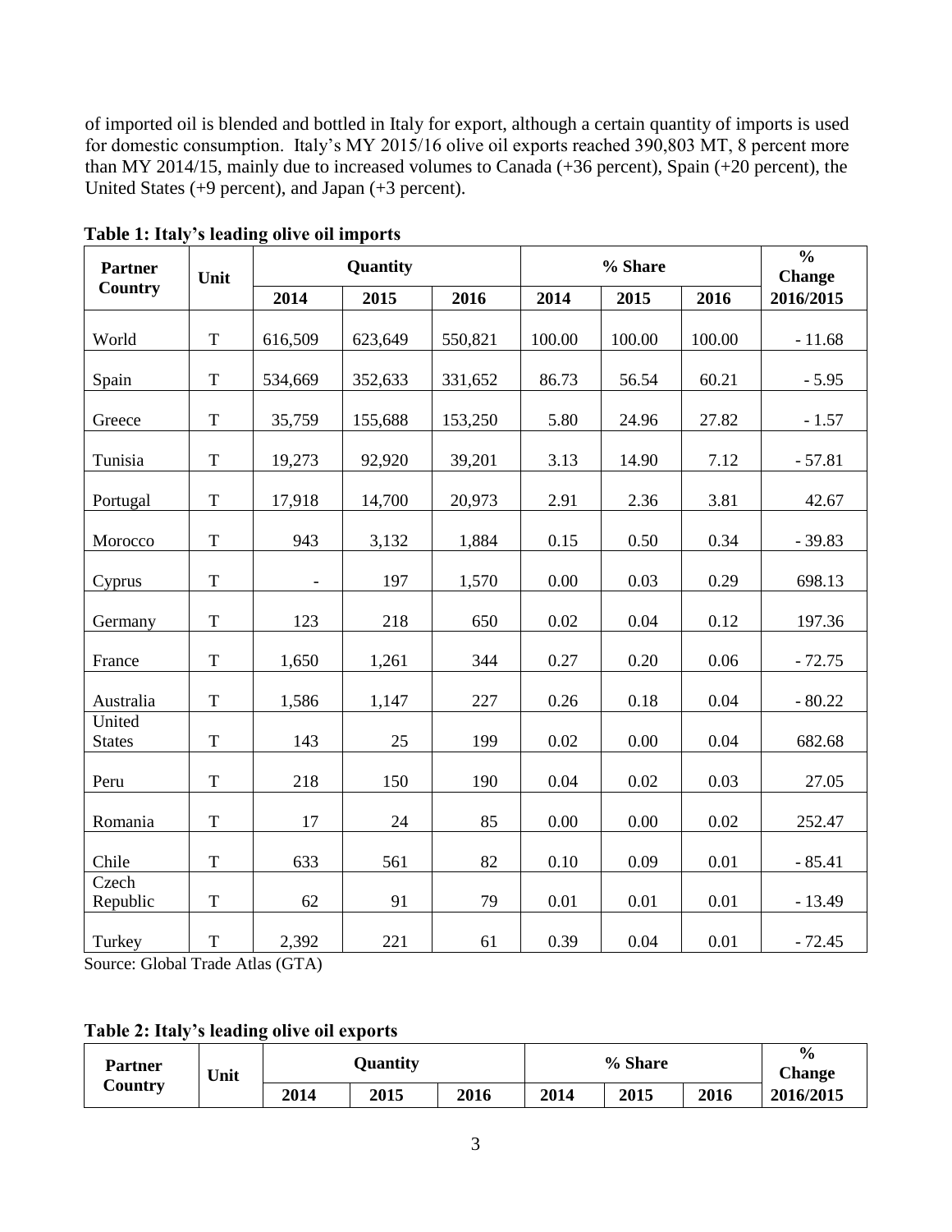of imported oil is blended and bottled in Italy for export, although a certain quantity of imports is used for domestic consumption. Italy's MY 2015/16 olive oil exports reached 390,803 MT, 8 percent more than MY 2014/15, mainly due to increased volumes to Canada (+36 percent), Spain (+20 percent), the United States (+9 percent), and Japan (+3 percent).

**Table 1: Italy's leading olive oil imports**

| Partner Country | Unit | Quantity | | | % Share | | | % Change |
|---|---|---|---|---|---|---|---|---|
| | | 2014 | 2015 | 2016 | 2014 | 2015 | 2016 | 2016/2015 |
| World | T | 616,509 | 623,649 | 550,821 | 100.00 | 100.00 | 100.00 | - 11.68 |
| Spain | T | 534,669 | 352,633 | 331,652 | 86.73 | 56.54 | 60.21 | - 5.95 |
| Greece | T | 35,759 | 155,688 | 153,250 | 5.80 | 24.96 | 27.82 | - 1.57 |
| Tunisia | T | 19,273 | 92,920 | 39,201 | 3.13 | 14.90 | 7.12 | - 57.81 |
| Portugal | T | 17,918 | 14,700 | 20,973 | 2.91 | 2.36 | 3.81 | 42.67 |
| Morocco | T | 943 | 3,132 | 1,884 | 0.15 | 0.50 | 0.34 | - 39.83 |
| Cyprus | T | - | 197 | 1,570 | 0.00 | 0.03 | 0.29 | 698.13 |
| Germany | T | 123 | 218 | 650 | 0.02 | 0.04 | 0.12 | 197.36 |
| France | T | 1,650 | 1,261 | 344 | 0.27 | 0.20 | 0.06 | - 72.75 |
| Australia | T | 1,586 | 1,147 | 227 | 0.26 | 0.18 | 0.04 | - 80.22 |
| United States | T | 143 | 25 | 199 | 0.02 | 0.00 | 0.04 | 682.68 |
| Peru | T | 218 | 150 | 190 | 0.04 | 0.02 | 0.03 | 27.05 |
| Romania | T | 17 | 24 | 85 | 0.00 | 0.00 | 0.02 | 252.47 |
| Chile | T | 633 | 561 | 82 | 0.10 | 0.09 | 0.01 | - 85.41 |
| Czech Republic | T | 62 | 91 | 79 | 0.01 | 0.01 | 0.01 | - 13.49 |
| Turkey | T | 2,392 | 221 | 61 | 0.39 | 0.04 | 0.01 | - 72.45 |

Source: Global Trade Atlas (GTA)

**Table 2: Italy's leading olive oil exports**

| Partner Country | Unit | Quantity | | | % Share | | | % Change |
|---|---|---|---|---|---|---|---|---|
| | | 2014 | 2015 | 2016 | 2014 | 2015 | 2016 | 2016/2015 |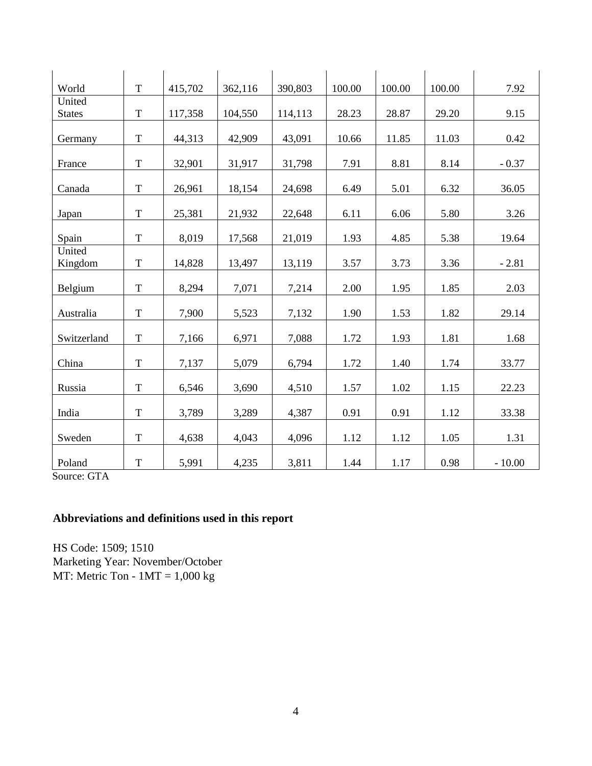| | | | | | | | | |
|---|---|---|---|---|---|---|---|---|
| World | T | 415,702 | 362,116 | 390,803 | 100.00 | 100.00 | 100.00 | 7.92 |
| United States | T | 117,358 | 104,550 | 114,113 | 28.23 | 28.87 | 29.20 | 9.15 |
| Germany | T | 44,313 | 42,909 | 43,091 | 10.66 | 11.85 | 11.03 | 0.42 |
| France | T | 32,901 | 31,917 | 31,798 | 7.91 | 8.81 | 8.14 | - 0.37 |
| Canada | T | 26,961 | 18,154 | 24,698 | 6.49 | 5.01 | 6.32 | 36.05 |
| Japan | T | 25,381 | 21,932 | 22,648 | 6.11 | 6.06 | 5.80 | 3.26 |
| Spain | T | 8,019 | 17,568 | 21,019 | 1.93 | 4.85 | 5.38 | 19.64 |
| United Kingdom | T | 14,828 | 13,497 | 13,119 | 3.57 | 3.73 | 3.36 | - 2.81 |
| Belgium | T | 8,294 | 7,071 | 7,214 | 2.00 | 1.95 | 1.85 | 2.03 |
| Australia | T | 7,900 | 5,523 | 7,132 | 1.90 | 1.53 | 1.82 | 29.14 |
| Switzerland | T | 7,166 | 6,971 | 7,088 | 1.72 | 1.93 | 1.81 | 1.68 |
| China | T | 7,137 | 5,079 | 6,794 | 1.72 | 1.40 | 1.74 | 33.77 |
| Russia | T | 6,546 | 3,690 | 4,510 | 1.57 | 1.02 | 1.15 | 22.23 |
| India | T | 3,789 | 3,289 | 4,387 | 0.91 | 0.91 | 1.12 | 33.38 |
| Sweden | T | 4,638 | 4,043 | 4,096 | 1.12 | 1.12 | 1.05 | 1.31 |
| Poland | T | 5,991 | 4,235 | 3,811 | 1.44 | 1.17 | 0.98 | - 10.00 |

Source: GTA

**Abbreviations and definitions used in this report**

HS Code: 1509; 1510
Marketing Year: November/October
MT: Metric Ton - 1MT = 1,000 kg